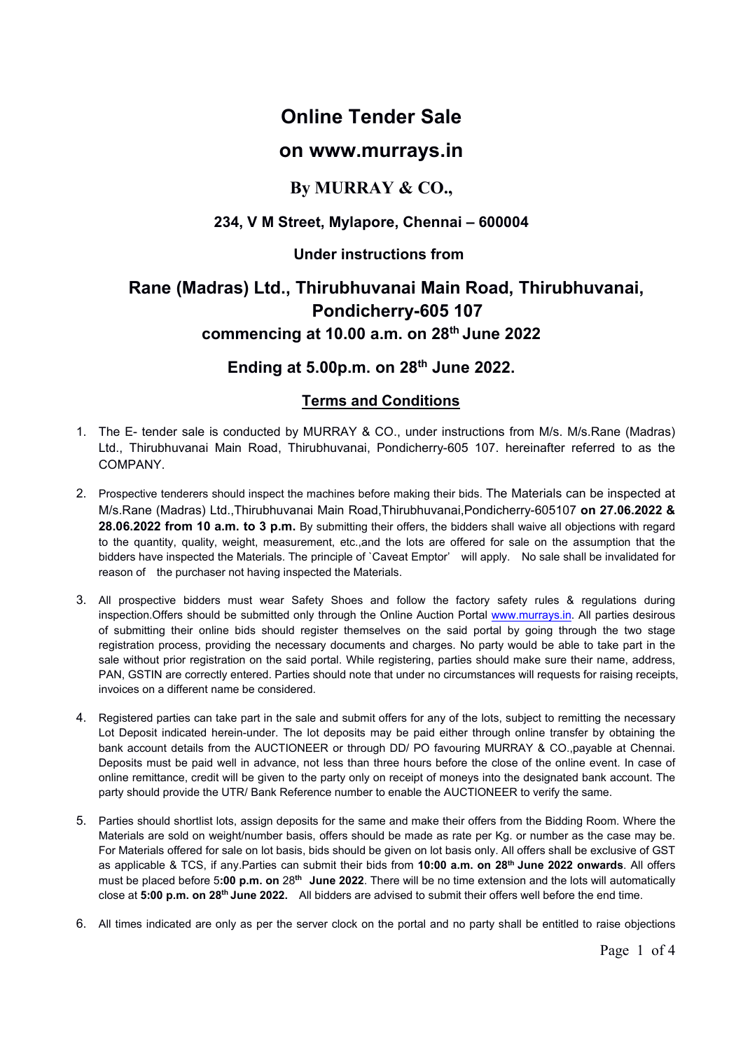# Online Tender Sale

# on www.murrays.in

## By MURRAY & CO.,

### 234, V M Street, Mylapore, Chennai – 600004

### Under instructions from

## Rane (Madras) Ltd., Thirubhuvanai Main Road, Thirubhuvanai, Pondicherry-605 107

### commencing at 10.00 a.m. on 28th June 2022

### Ending at 5.00p.m. on 28th June 2022.

### Terms and Conditions

1. The E- tender sale is conducted by MURRAY & CO., under instructions from M/s. M/s.Rane (Madras) Ltd., Thirubhuvanai Main Road, Thirubhuvanai, Pondicherry-605 107. hereinafter referred to as the COMPANY.

2. Prospective tenderers should inspect the machines before making their bids. The Materials can be inspected at M/s.Rane (Madras) Ltd.,Thirubhuvanai Main Road,Thirubhuvanai,Pondicherry-605107 **on 27.06.2022 & 28.06.2022 from 10 a.m. to 3 p.m.** By submitting their offers, the bidders shall waive all objections with regard to the quantity, quality, weight, measurement, etc.,and the lots are offered for sale on the assumption that the bidders have inspected the Materials. The principle of `Caveat Emptor' will apply. No sale shall be invalidated for reason of the purchaser not having inspected the Materials.

3. All prospective bidders must wear Safety Shoes and follow the factory safety rules & regulations during inspection.Offers should be submitted only through the Online Auction Portal www.murrays.in. All parties desirous of submitting their online bids should register themselves on the said portal by going through the two stage registration process, providing the necessary documents and charges. No party would be able to take part in the sale without prior registration on the said portal. While registering, parties should make sure their name, address, PAN, GSTIN are correctly entered. Parties should note that under no circumstances will requests for raising receipts, invoices on a different name be considered.

4. Registered parties can take part in the sale and submit offers for any of the lots, subject to remitting the necessary Lot Deposit indicated herein-under. The lot deposits may be paid either through online transfer by obtaining the bank account details from the AUCTIONEER or through DD/ PO favouring MURRAY & CO.,payable at Chennai. Deposits must be paid well in advance, not less than three hours before the close of the online event. In case of online remittance, credit will be given to the party only on receipt of moneys into the designated bank account. The party should provide the UTR/ Bank Reference number to enable the AUCTIONEER to verify the same.

5. Parties should shortlist lots, assign deposits for the same and make their offers from the Bidding Room. Where the Materials are sold on weight/number basis, offers should be made as rate per Kg. or number as the case may be. For Materials offered for sale on lot basis, bids should be given on lot basis only. All offers shall be exclusive of GST as applicable & TCS, if any.Parties can submit their bids from **10:00 a.m. on 28th June 2022 onwards**. All offers must be placed before 5**:00 p.m. on** 28th **June 2022**. There will be no time extension and the lots will automatically close at **5:00 p.m. on 28th June 2022.** All bidders are advised to submit their offers well before the end time.

6. All times indicated are only as per the server clock on the portal and no party shall be entitled to raise objections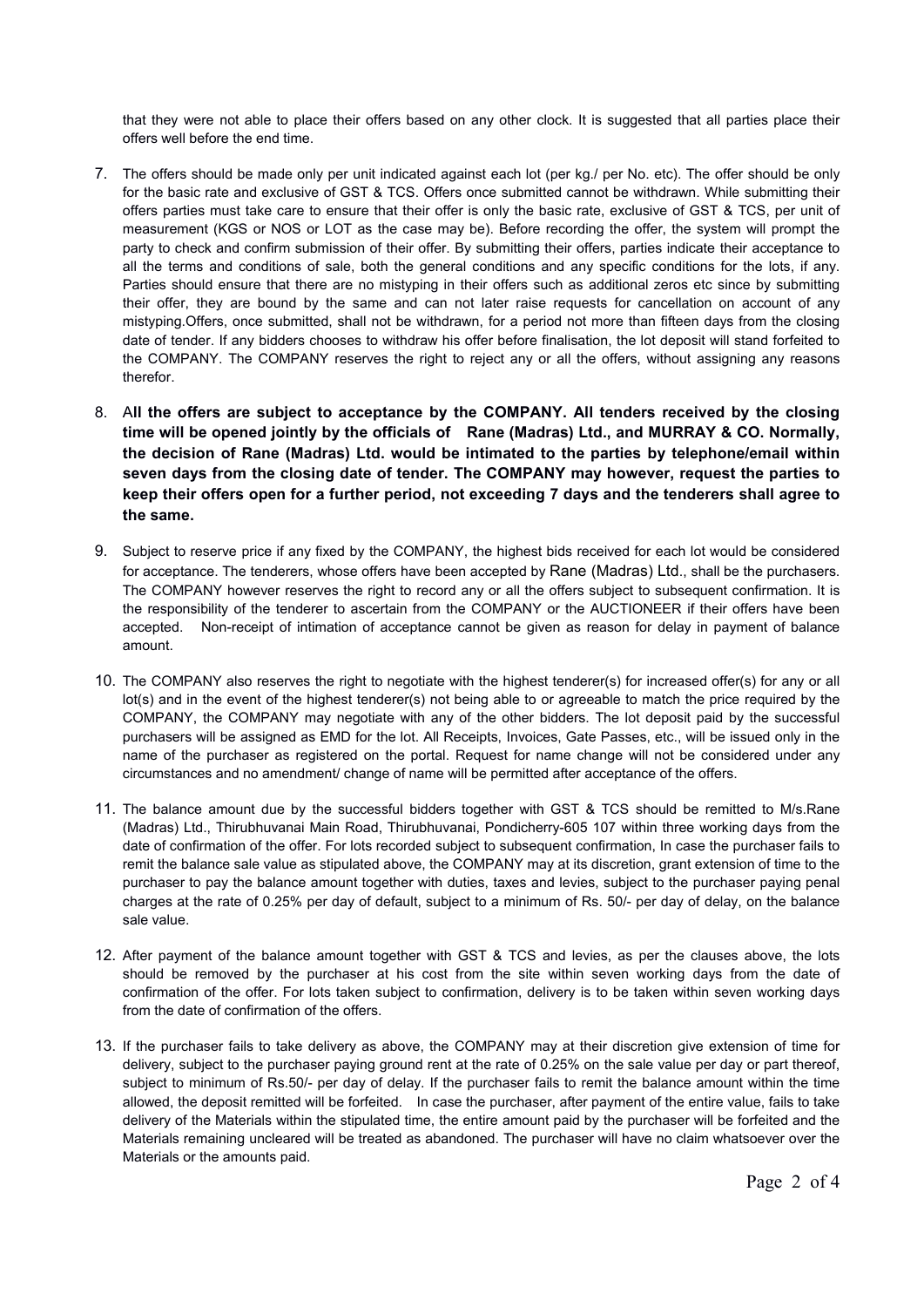that they were not able to place their offers based on any other clock. It is suggested that all parties place their offers well before the end time.

7. The offers should be made only per unit indicated against each lot (per kg./ per No. etc). The offer should be only for the basic rate and exclusive of GST & TCS. Offers once submitted cannot be withdrawn. While submitting their offers parties must take care to ensure that their offer is only the basic rate, exclusive of GST & TCS, per unit of measurement (KGS or NOS or LOT as the case may be). Before recording the offer, the system will prompt the party to check and confirm submission of their offer. By submitting their offers, parties indicate their acceptance to all the terms and conditions of sale, both the general conditions and any specific conditions for the lots, if any. Parties should ensure that there are no mistyping in their offers such as additional zeros etc since by submitting their offer, they are bound by the same and can not later raise requests for cancellation on account of any mistyping.Offers, once submitted, shall not be withdrawn, for a period not more than fifteen days from the closing date of tender. If any bidders chooses to withdraw his offer before finalisation, the lot deposit will stand forfeited to the COMPANY. The COMPANY reserves the right to reject any or all the offers, without assigning any reasons therefor.

8. A**ll the offers are subject to acceptance by the COMPANY. All tenders received by the closing time will be opened jointly by the officials of Rane (Madras) Ltd., and MURRAY & CO. Normally, the decision of Rane (Madras) Ltd. would be intimated to the parties by telephone/email within seven days from the closing date of tender. The COMPANY may however, request the parties to keep their offers open for a further period, not exceeding 7 days and the tenderers shall agree to the same.**

9. Subject to reserve price if any fixed by the COMPANY, the highest bids received for each lot would be considered for acceptance. The tenderers, whose offers have been accepted by Rane (Madras) Ltd., shall be the purchasers. The COMPANY however reserves the right to record any or all the offers subject to subsequent confirmation. It is the responsibility of the tenderer to ascertain from the COMPANY or the AUCTIONEER if their offers have been accepted. Non-receipt of intimation of acceptance cannot be given as reason for delay in payment of balance amount.

10. The COMPANY also reserves the right to negotiate with the highest tenderer(s) for increased offer(s) for any or all lot(s) and in the event of the highest tenderer(s) not being able to or agreeable to match the price required by the COMPANY, the COMPANY may negotiate with any of the other bidders. The lot deposit paid by the successful purchasers will be assigned as EMD for the lot. All Receipts, Invoices, Gate Passes, etc., will be issued only in the name of the purchaser as registered on the portal. Request for name change will not be considered under any circumstances and no amendment/ change of name will be permitted after acceptance of the offers.

11. The balance amount due by the successful bidders together with GST & TCS should be remitted to M/s.Rane (Madras) Ltd., Thirubhuvanai Main Road, Thirubhuvanai, Pondicherry-605 107 within three working days from the date of confirmation of the offer. For lots recorded subject to subsequent confirmation, In case the purchaser fails to remit the balance sale value as stipulated above, the COMPANY may at its discretion, grant extension of time to the purchaser to pay the balance amount together with duties, taxes and levies, subject to the purchaser paying penal charges at the rate of 0.25% per day of default, subject to a minimum of Rs. 50/- per day of delay, on the balance sale value.

12. After payment of the balance amount together with GST & TCS and levies, as per the clauses above, the lots should be removed by the purchaser at his cost from the site within seven working days from the date of confirmation of the offer. For lots taken subject to confirmation, delivery is to be taken within seven working days from the date of confirmation of the offers.

13. If the purchaser fails to take delivery as above, the COMPANY may at their discretion give extension of time for delivery, subject to the purchaser paying ground rent at the rate of 0.25% on the sale value per day or part thereof, subject to minimum of Rs.50/- per day of delay. If the purchaser fails to remit the balance amount within the time allowed, the deposit remitted will be forfeited. In case the purchaser, after payment of the entire value, fails to take delivery of the Materials within the stipulated time, the entire amount paid by the purchaser will be forfeited and the Materials remaining uncleared will be treated as abandoned. The purchaser will have no claim whatsoever over the Materials or the amounts paid.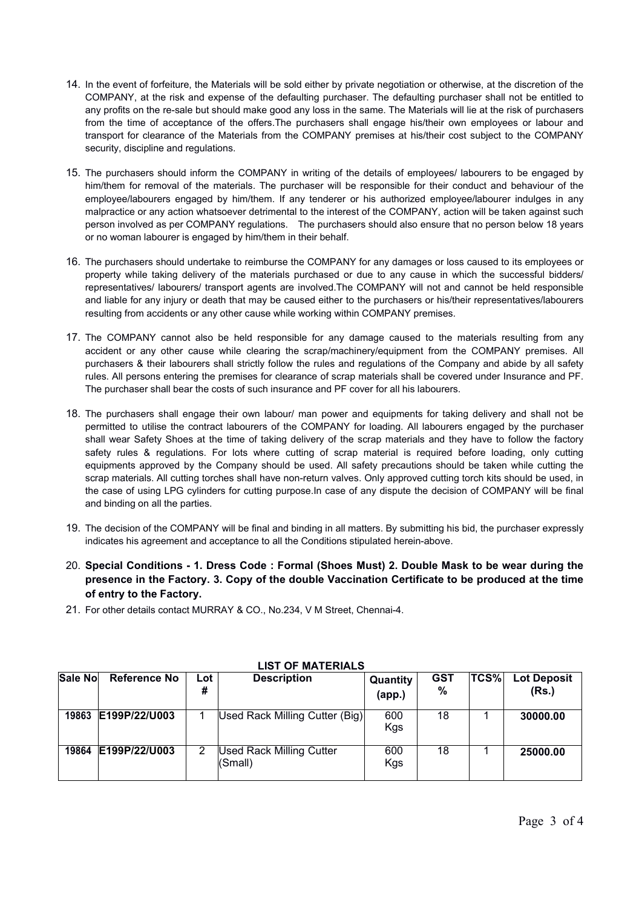14. In the event of forfeiture, the Materials will be sold either by private negotiation or otherwise, at the discretion of the COMPANY, at the risk and expense of the defaulting purchaser. The defaulting purchaser shall not be entitled to any profits on the re-sale but should make good any loss in the same. The Materials will lie at the risk of purchasers from the time of acceptance of the offers.The purchasers shall engage his/their own employees or labour and transport for clearance of the Materials from the COMPANY premises at his/their cost subject to the COMPANY security, discipline and regulations.

15. The purchasers should inform the COMPANY in writing of the details of employees/ labourers to be engaged by him/them for removal of the materials. The purchaser will be responsible for their conduct and behaviour of the employee/labourers engaged by him/them. If any tenderer or his authorized employee/labourer indulges in any malpractice or any action whatsoever detrimental to the interest of the COMPANY, action will be taken against such person involved as per COMPANY regulations. The purchasers should also ensure that no person below 18 years or no woman labourer is engaged by him/them in their behalf.

16. The purchasers should undertake to reimburse the COMPANY for any damages or loss caused to its employees or property while taking delivery of the materials purchased or due to any cause in which the successful bidders/ representatives/ labourers/ transport agents are involved.The COMPANY will not and cannot be held responsible and liable for any injury or death that may be caused either to the purchasers or his/their representatives/labourers resulting from accidents or any other cause while working within COMPANY premises.

17. The COMPANY cannot also be held responsible for any damage caused to the materials resulting from any accident or any other cause while clearing the scrap/machinery/equipment from the COMPANY premises. All purchasers & their labourers shall strictly follow the rules and regulations of the Company and abide by all safety rules. All persons entering the premises for clearance of scrap materials shall be covered under Insurance and PF. The purchaser shall bear the costs of such insurance and PF cover for all his labourers.

18. The purchasers shall engage their own labour/ man power and equipments for taking delivery and shall not be permitted to utilise the contract labourers of the COMPANY for loading. All labourers engaged by the purchaser shall wear Safety Shoes at the time of taking delivery of the scrap materials and they have to follow the factory safety rules & regulations. For lots where cutting of scrap material is required before loading, only cutting equipments approved by the Company should be used. All safety precautions should be taken while cutting the scrap materials. All cutting torches shall have non-return valves. Only approved cutting torch kits should be used, in the case of using LPG cylinders for cutting purpose.In case of any dispute the decision of COMPANY will be final and binding on all the parties.

19. The decision of the COMPANY will be final and binding in all matters. By submitting his bid, the purchaser expressly indicates his agreement and acceptance to all the Conditions stipulated herein-above.

20. **Special Conditions - 1. Dress Code : Formal (Shoes Must) 2. Double Mask to be wear during the presence in the Factory. 3. Copy of the double Vaccination Certificate to be produced at the time of entry to the Factory.**

21. For other details contact MURRAY & CO., No.234, V M Street, Chennai-4.

**LIST OF MATERIALS**

| Sale No | Reference No | Lot # | Description | Quantity (app.) | GST % | TCS% | Lot Deposit (Rs.) |
|---|---|---|---|---|---|---|---|
| 19863 | E199P/22/U003 | 1 | Used Rack Milling Cutter (Big) | 600 Kgs | 18 | 1 | **30000.00** |
| 19864 | E199P/22/U003 | 2 | Used Rack Milling Cutter (Small) | 600 Kgs | 18 | 1 | **25000.00** |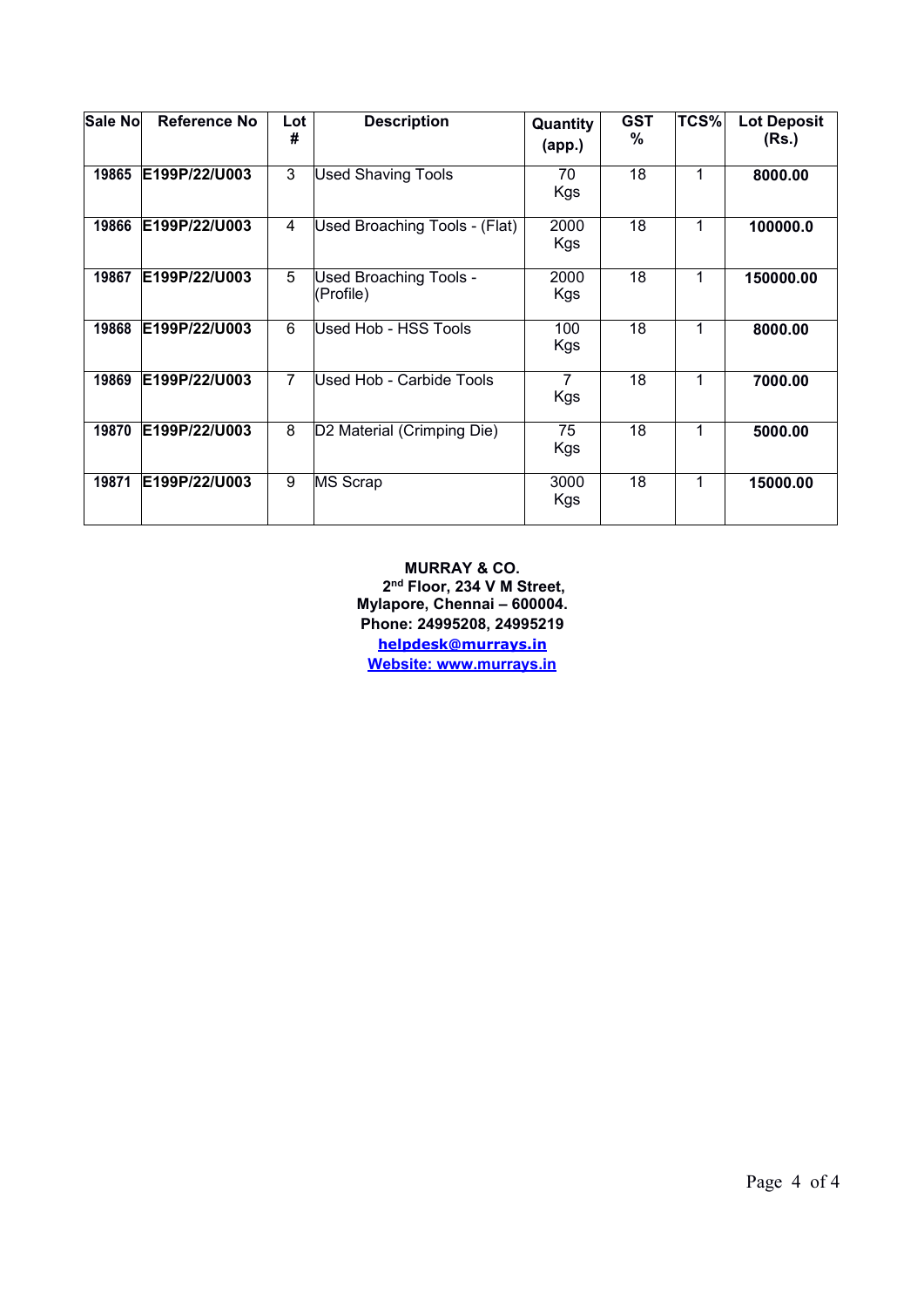| Sale No | Reference No | Lot # | Description | Quantity (app.) | GST % | TCS% | Lot Deposit (Rs.) |
|---|---|---|---|---|---|---|---|
| **19865** | **E199P/22/U003** | 3 | Used Shaving Tools | 70 Kgs | 18 | 1 | **8000.00** |
| **19866** | **E199P/22/U003** | 4 | Used Broaching Tools - (Flat) | 2000 Kgs | 18 | 1 | **100000.0** |
| **19867** | **E199P/22/U003** | 5 | Used Broaching Tools - (Profile) | 2000 Kgs | 18 | 1 | **150000.00** |
| **19868** | **E199P/22/U003** | 6 | Used Hob - HSS Tools | 100 Kgs | 18 | 1 | **8000.00** |
| **19869** | **E199P/22/U003** | 7 | Used Hob - Carbide Tools | 7 Kgs | 18 | 1 | **7000.00** |
| **19870** | **E199P/22/U003** | 8 | D2 Material (Crimping Die) | 75 Kgs | 18 | 1 | **5000.00** |
| **19871** | **E199P/22/U003** | 9 | MS Scrap | 3000 Kgs | 18 | 1 | **15000.00** |

**MURRAY & CO.**
**2nd Floor, 234 V M Street,**
**Mylapore, Chennai – 600004.**
**Phone: 24995208, 24995219**
**helpdesk@murrays.in**
**Website: www.murrays.in**